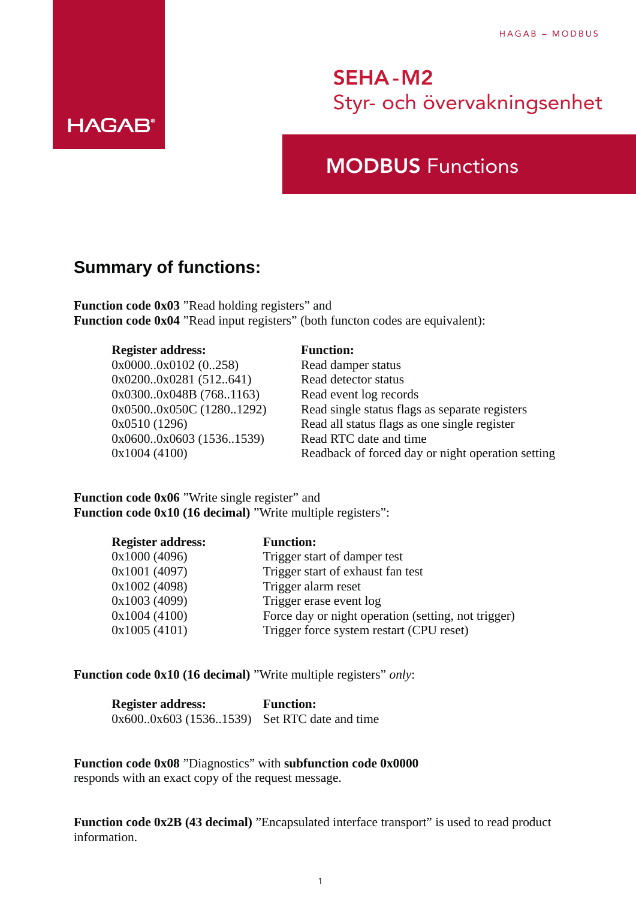HAGAB

# SEHA-M2
## Styr- och övervakningsenhet

## MODBUS Functions

## Summary of functions:

**Function code 0x03** ”Read holding registers” and
**Function code 0x04** ”Read input registers” (both functon codes are equivalent):

| Register address: | Function: |
|---|---|
| 0x0000..0x0102 (0..258) | Read damper status |
| 0x0200..0x0281 (512..641) | Read detector status |
| 0x0300..0x048B (768..1163) | Read event log records |
| 0x0500..0x050C (1280..1292) | Read single status flags as separate registers |
| 0x0510 (1296) | Read all status flags as one single register |
| 0x0600..0x0603 (1536..1539) | Read RTC date and time |
| 0x1004 (4100) | Readback of forced day or night operation setting |

**Function code 0x06** ”Write single register” and
**Function code 0x10 (16 decimal)** ”Write multiple registers”:

| Register address: | Function: |
|---|---|
| 0x1000 (4096) | Trigger start of damper test |
| 0x1001 (4097) | Trigger start of exhaust fan test |
| 0x1002 (4098) | Trigger alarm reset |
| 0x1003 (4099) | Trigger erase event log |
| 0x1004 (4100) | Force day or night operation (setting, not trigger) |
| 0x1005 (4101) | Trigger force system restart (CPU reset) |

**Function code 0x10 (16 decimal)** ”Write multiple registers” *only*:

| Register address: | Function: |
|---|---|
| 0x600..0x603 (1536..1539) | Set RTC date and time |

**Function code 0x08** ”Diagnostics” with **subfunction code 0x0000** responds with an exact copy of the request message.

**Function code 0x2B (43 decimal)** ”Encapsulated interface transport” is used to read product information.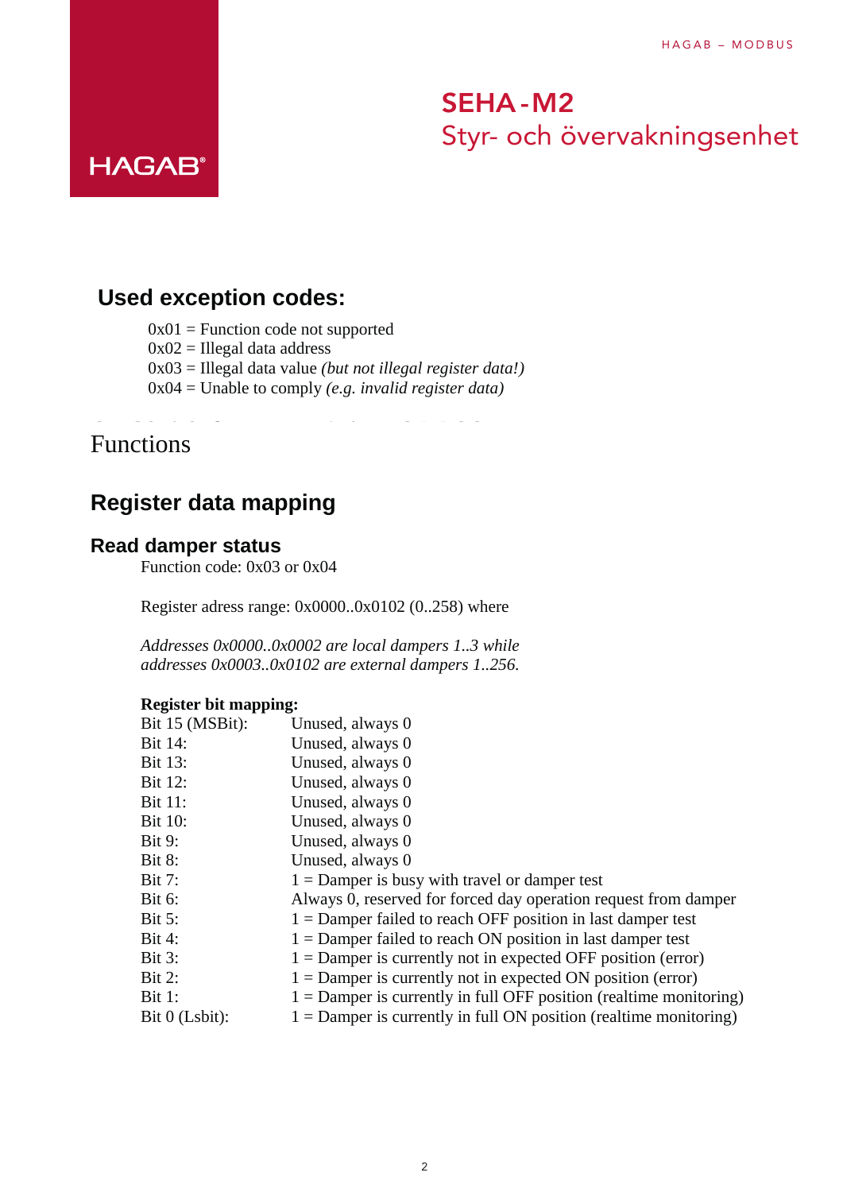## Used exception codes:

0x01 = Function code not supported
0x02 = Illegal data address
0x03 = Illegal data value *(but not illegal register data!)*
0x04 = Unable to comply *(e.g. invalid register data)*

# Functions

## Register data mapping

### Read damper status

Function code: 0x03 or 0x04

Register adress range: 0x0000..0x0102 (0..258) where

*Addresses 0x0000..0x0002 are local dampers 1..3 while addresses 0x0003..0x0102 are external dampers 1..256.*

**Register bit mapping:**

| | |
|---|---|
| Bit 15 (MSBit): | Unused, always 0 |
| Bit 14: | Unused, always 0 |
| Bit 13: | Unused, always 0 |
| Bit 12: | Unused, always 0 |
| Bit 11: | Unused, always 0 |
| Bit 10: | Unused, always 0 |
| Bit 9: | Unused, always 0 |
| Bit 8: | Unused, always 0 |
| Bit 7: | 1 = Damper is busy with travel or damper test |
| Bit 6: | Always 0, reserved for forced day operation request from damper |
| Bit 5: | 1 = Damper failed to reach OFF position in last damper test |
| Bit 4: | 1 = Damper failed to reach ON position in last damper test |
| Bit 3: | 1 = Damper is currently not in expected OFF position (error) |
| Bit 2: | 1 = Damper is currently not in expected ON position (error) |
| Bit 1: | 1 = Damper is currently in full OFF position (realtime monitoring) |
| Bit 0 (Lsbit): | 1 = Damper is currently in full ON position (realtime monitoring) |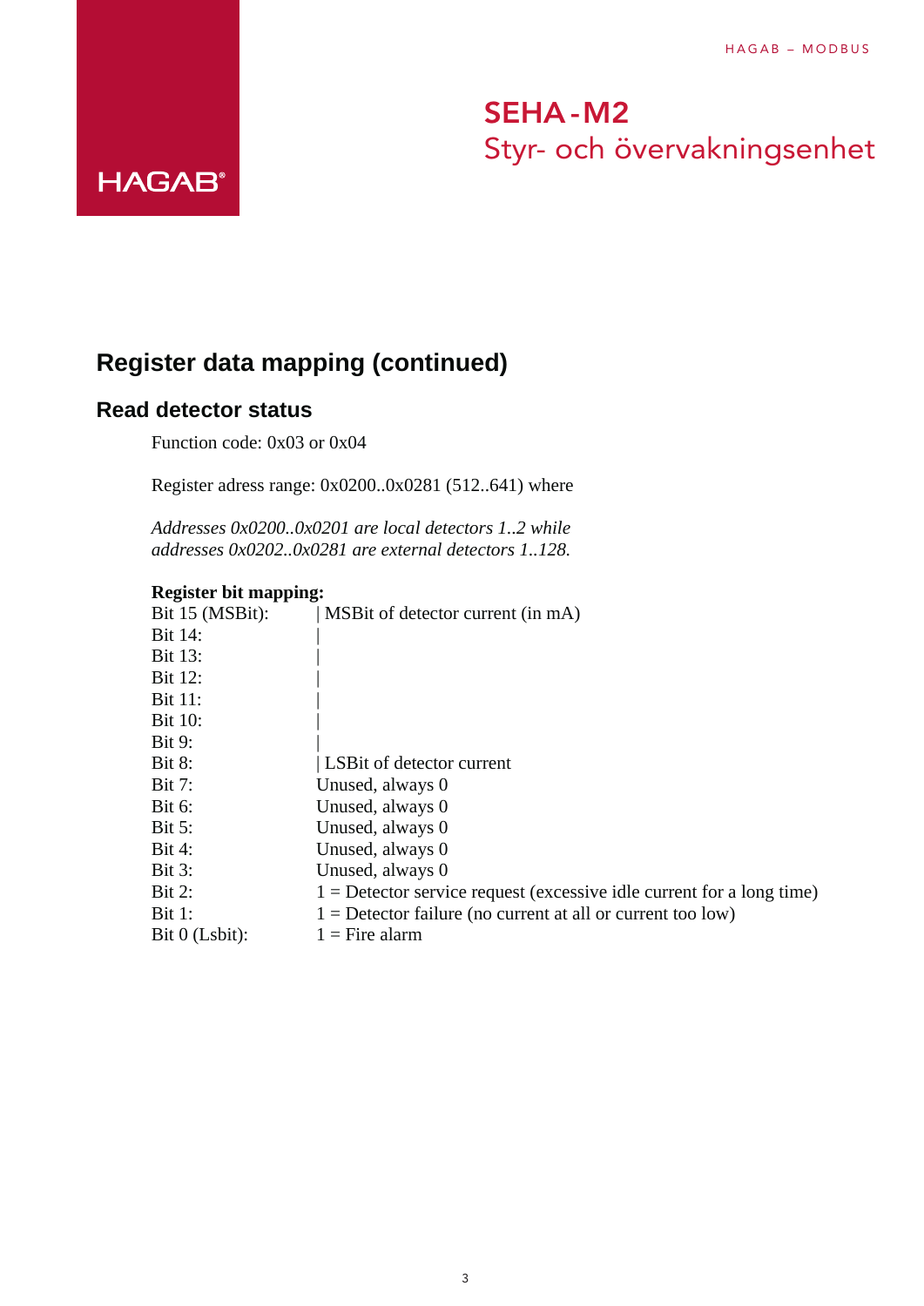# Register data mapping (continued)

## Read detector status

Function code: 0x03 or 0x04

Register adress range: 0x0200..0x0281 (512..641) where

*Addresses 0x0200..0x0201 are local detectors 1..2 while addresses 0x0202..0x0281 are external detectors 1..128.*

**Register bit mapping:**

| | |
|---|---|
| Bit 15 (MSBit): | \| MSBit of detector current (in mA) |
| Bit 14: | \| |
| Bit 13: | \| |
| Bit 12: | \| |
| Bit 11: | \| |
| Bit 10: | \| |
| Bit 9: | \| |
| Bit 8: | \| LSBit of detector current |
| Bit 7: | Unused, always 0 |
| Bit 6: | Unused, always 0 |
| Bit 5: | Unused, always 0 |
| Bit 4: | Unused, always 0 |
| Bit 3: | Unused, always 0 |
| Bit 2: | 1 = Detector service request (excessive idle current for a long time) |
| Bit 1: | 1 = Detector failure (no current at all or current too low) |
| Bit 0 (Lsbit): | 1 = Fire alarm |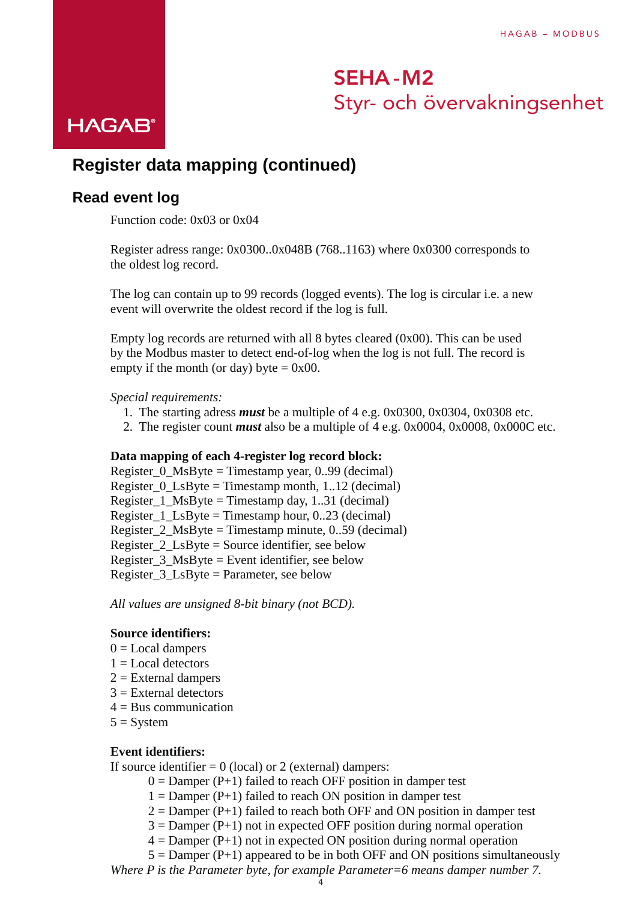## Register data mapping (continued)

### Read event log

Function code: 0x03 or 0x04

Register adress range: 0x0300..0x048B (768..1163) where 0x0300 corresponds to the oldest log record.

The log can contain up to 99 records (logged events). The log is circular i.e. a new event will overwrite the oldest record if the log is full.

Empty log records are returned with all 8 bytes cleared (0x00). This can be used by the Modbus master to detect end-of-log when the log is not full. The record is empty if the month (or day) byte = 0x00.

*Special requirements:*

1. The starting adress ***must*** be a multiple of 4 e.g. 0x0300, 0x0304, 0x0308 etc.
2. The register count ***must*** also be a multiple of 4 e.g. 0x0004, 0x0008, 0x000C etc.

**Data mapping of each 4-register log record block:**
Register_0_MsByte = Timestamp year, 0..99 (decimal)
Register_0_LsByte = Timestamp month, 1..12 (decimal)
Register_1_MsByte = Timestamp day, 1..31 (decimal)
Register_1_LsByte = Timestamp hour, 0..23 (decimal)
Register_2_MsByte = Timestamp minute, 0..59 (decimal)
Register_2_LsByte = Source identifier, see below
Register_3_MsByte = Event identifier, see below
Register_3_LsByte = Parameter, see below

*All values are unsigned 8-bit binary (not BCD).*

**Source identifiers:**
0 = Local dampers
1 = Local detectors
2 = External dampers
3 = External detectors
4 = Bus communication
5 = System

**Event identifiers:**
If source identifier = 0 (local) or 2 (external) dampers:

- 0 = Damper (P+1) failed to reach OFF position in damper test
- 1 = Damper (P+1) failed to reach ON position in damper test
- 2 = Damper (P+1) failed to reach both OFF and ON position in damper test
- 3 = Damper (P+1) not in expected OFF position during normal operation
- 4 = Damper (P+1) not in expected ON position during normal operation
- 5 = Damper (P+1) appeared to be in both OFF and ON positions simultaneously

*Where P is the Parameter byte, for example Parameter=6 means damper number 7.*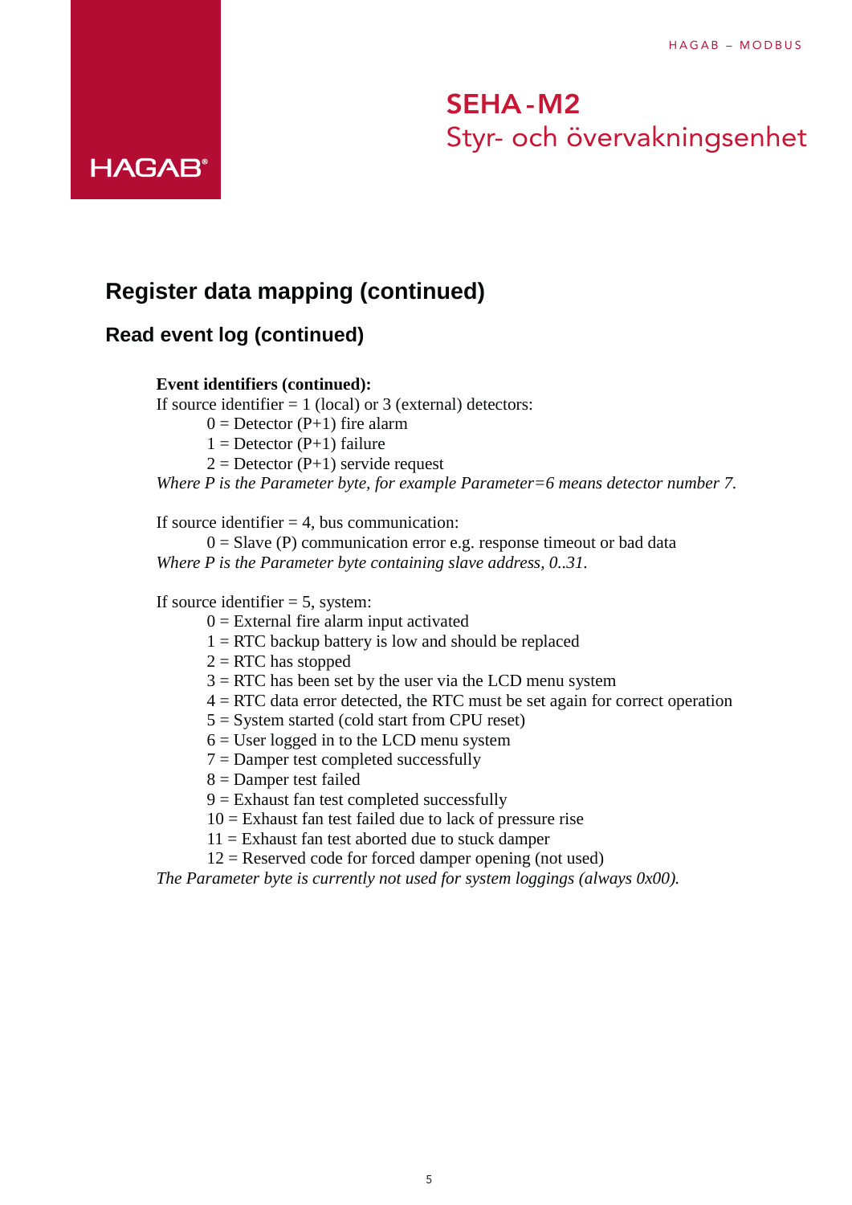## Register data mapping (continued)

### Read event log (continued)

**Event identifiers (continued):**

If source identifier = 1 (local) or 3 (external) detectors:

- 0 = Detector (P+1) fire alarm
- 1 = Detector (P+1) failure
- 2 = Detector (P+1) servide request

*Where P is the Parameter byte, for example Parameter=6 means detector number 7.*

If source identifier = 4, bus communication:

- 0 = Slave (P) communication error e.g. response timeout or bad data

*Where P is the Parameter byte containing slave address, 0..31.*

If source identifier = 5, system:

- 0 = External fire alarm input activated
- 1 = RTC backup battery is low and should be replaced
- 2 = RTC has stopped
- 3 = RTC has been set by the user via the LCD menu system
- 4 = RTC data error detected, the RTC must be set again for correct operation
- 5 = System started (cold start from CPU reset)
- 6 = User logged in to the LCD menu system
- 7 = Damper test completed successfully
- 8 = Damper test failed
- 9 = Exhaust fan test completed successfully
- 10 = Exhaust fan test failed due to lack of pressure rise
- 11 = Exhaust fan test aborted due to stuck damper
- 12 = Reserved code for forced damper opening (not used)

*The Parameter byte is currently not used for system loggings (always 0x00).*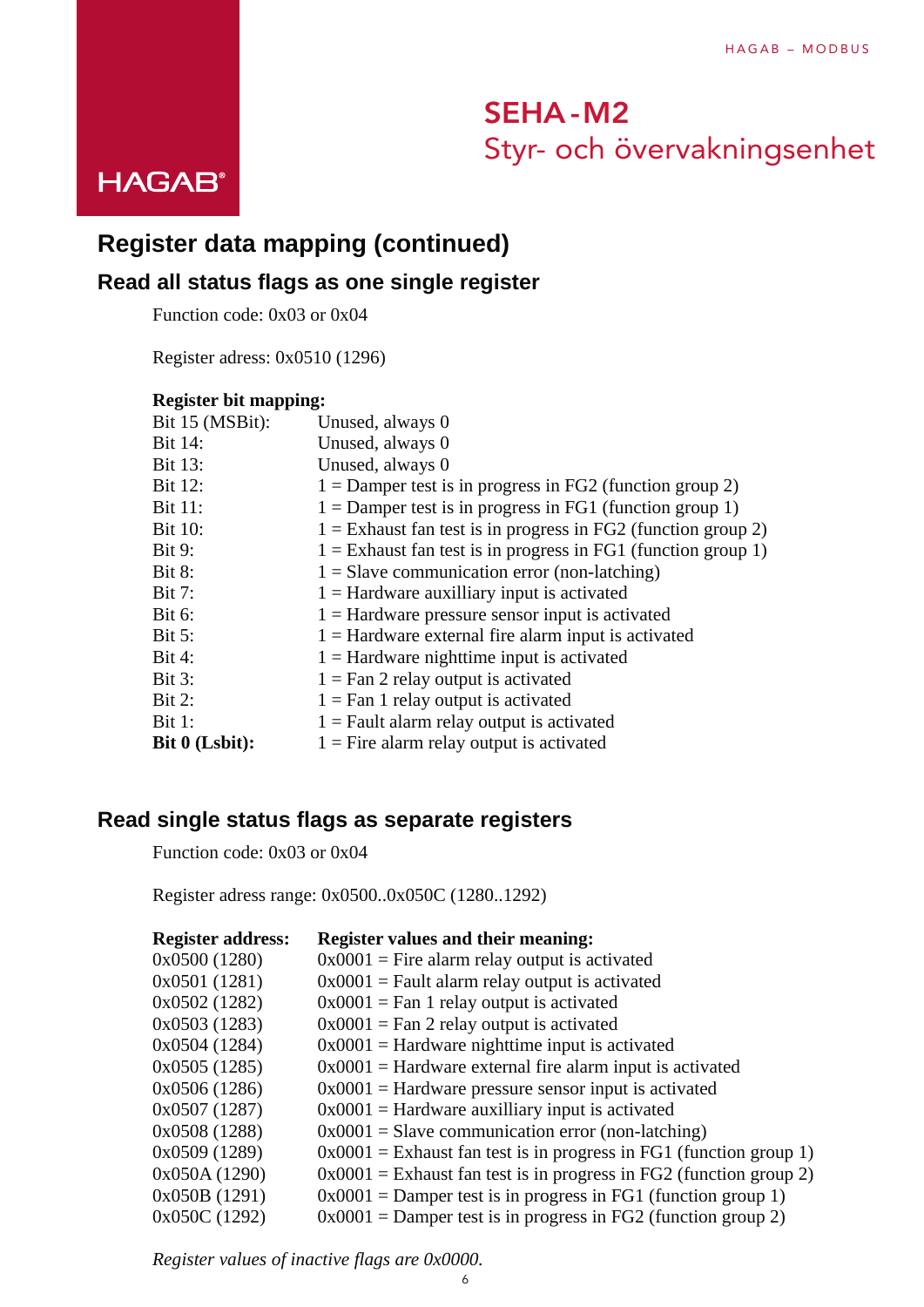# Register data mapping (continued)

## Read all status flags as one single register

Function code: 0x03 or 0x04

Register adress: 0x0510 (1296)

**Register bit mapping:**

| | |
|---|---|
| Bit 15 (MSBit): | Unused, always 0 |
| Bit 14: | Unused, always 0 |
| Bit 13: | Unused, always 0 |
| Bit 12: | 1 = Damper test is in progress in FG2 (function group 2) |
| Bit 11: | 1 = Damper test is in progress in FG1 (function group 1) |
| Bit 10: | 1 = Exhaust fan test is in progress in FG2 (function group 2) |
| Bit 9: | 1 = Exhaust fan test is in progress in FG1 (function group 1) |
| Bit 8: | 1 = Slave communication error (non-latching) |
| Bit 7: | 1 = Hardware auxilliary input is activated |
| Bit 6: | 1 = Hardware pressure sensor input is activated |
| Bit 5: | 1 = Hardware external fire alarm input is activated |
| Bit 4: | 1 = Hardware nighttime input is activated |
| Bit 3: | 1 = Fan 2 relay output is activated |
| Bit 2: | 1 = Fan 1 relay output is activated |
| Bit 1: | 1 = Fault alarm relay output is activated |
| **Bit 0 (Lsbit):** | 1 = Fire alarm relay output is activated |

## Read single status flags as separate registers

Function code: 0x03 or 0x04

Register adress range: 0x0500..0x050C (1280..1292)

| Register address: | Register values and their meaning: |
|---|---|
| 0x0500 (1280) | 0x0001 = Fire alarm relay output is activated |
| 0x0501 (1281) | 0x0001 = Fault alarm relay output is activated |
| 0x0502 (1282) | 0x0001 = Fan 1 relay output is activated |
| 0x0503 (1283) | 0x0001 = Fan 2 relay output is activated |
| 0x0504 (1284) | 0x0001 = Hardware nighttime input is activated |
| 0x0505 (1285) | 0x0001 = Hardware external fire alarm input is activated |
| 0x0506 (1286) | 0x0001 = Hardware pressure sensor input is activated |
| 0x0507 (1287) | 0x0001 = Hardware auxilliary input is activated |
| 0x0508 (1288) | 0x0001 = Slave communication error (non-latching) |
| 0x0509 (1289) | 0x0001 = Exhaust fan test is in progress in FG1 (function group 1) |
| 0x050A (1290) | 0x0001 = Exhaust fan test is in progress in FG2 (function group 2) |
| 0x050B (1291) | 0x0001 = Damper test is in progress in FG1 (function group 1) |
| 0x050C (1292) | 0x0001 = Damper test is in progress in FG2 (function group 2) |

*Register values of inactive flags are 0x0000.*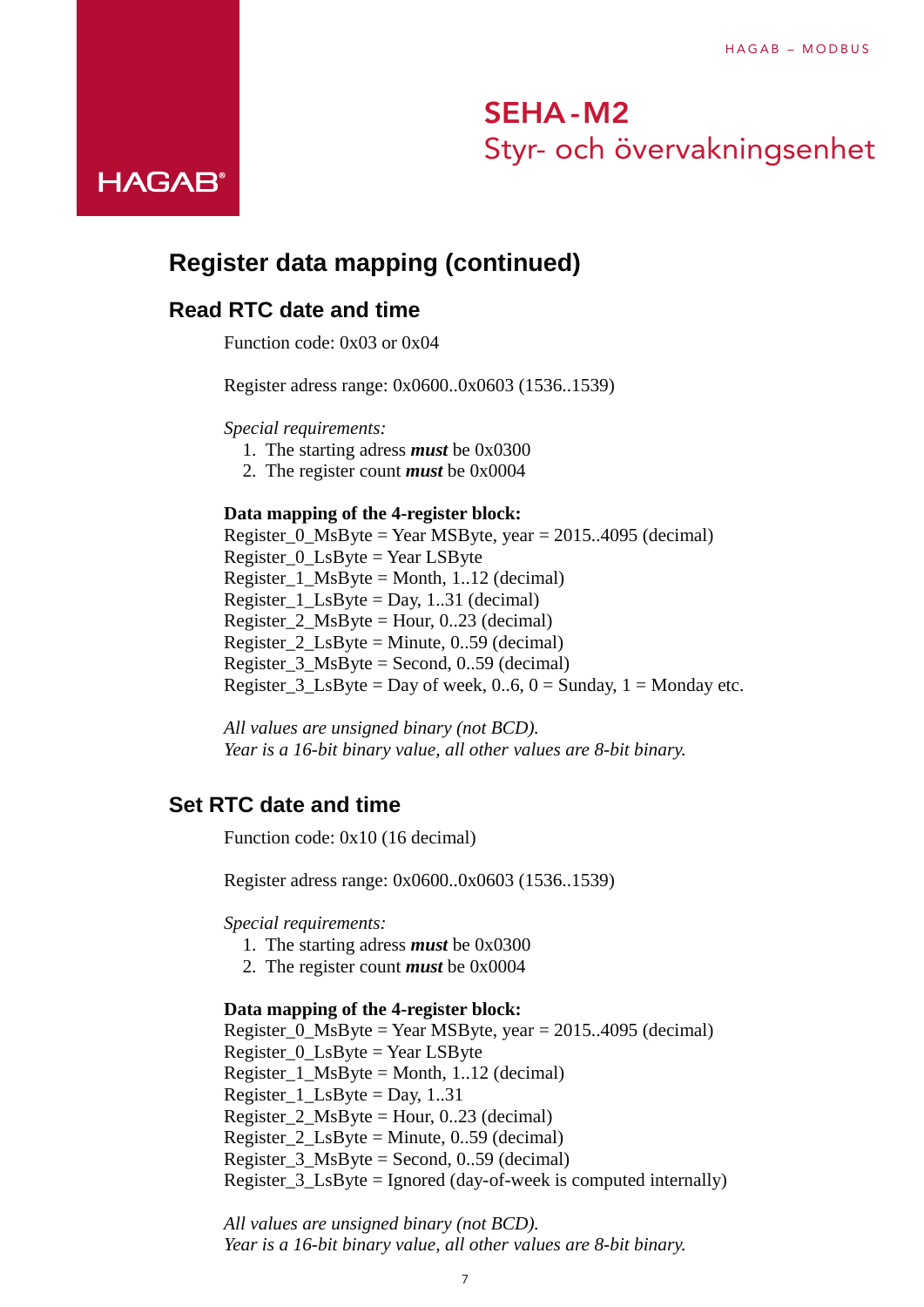## Register data mapping (continued)

### Read RTC date and time

Function code: 0x03 or 0x04

Register adress range: 0x0600..0x0603 (1536..1539)

*Special requirements:*

1. The starting adress ***must*** be 0x0300
2. The register count ***must*** be 0x0004

**Data mapping of the 4-register block:**
Register_0_MsByte = Year MSByte, year = 2015..4095 (decimal)
Register_0_LsByte = Year LSByte
Register_1_MsByte = Month, 1..12 (decimal)
Register_1_LsByte = Day, 1..31 (decimal)
Register_2_MsByte = Hour, 0..23 (decimal)
Register_2_LsByte = Minute, 0..59 (decimal)
Register_3_MsByte = Second, 0..59 (decimal)
Register_3_LsByte = Day of week, 0..6, 0 = Sunday, 1 = Monday etc.

*All values are unsigned binary (not BCD).*
*Year is a 16-bit binary value, all other values are 8-bit binary.*

### Set RTC date and time

Function code: 0x10 (16 decimal)

Register adress range: 0x0600..0x0603 (1536..1539)

*Special requirements:*

1. The starting adress ***must*** be 0x0300
2. The register count ***must*** be 0x0004

**Data mapping of the 4-register block:**
Register_0_MsByte = Year MSByte, year = 2015..4095 (decimal)
Register_0_LsByte = Year LSByte
Register_1_MsByte = Month, 1..12 (decimal)
Register_1_LsByte = Day, 1..31
Register_2_MsByte = Hour, 0..23 (decimal)
Register_2_LsByte = Minute, 0..59 (decimal)
Register_3_MsByte = Second, 0..59 (decimal)
Register_3_LsByte = Ignored (day-of-week is computed internally)

*All values are unsigned binary (not BCD).*
*Year is a 16-bit binary value, all other values are 8-bit binary.*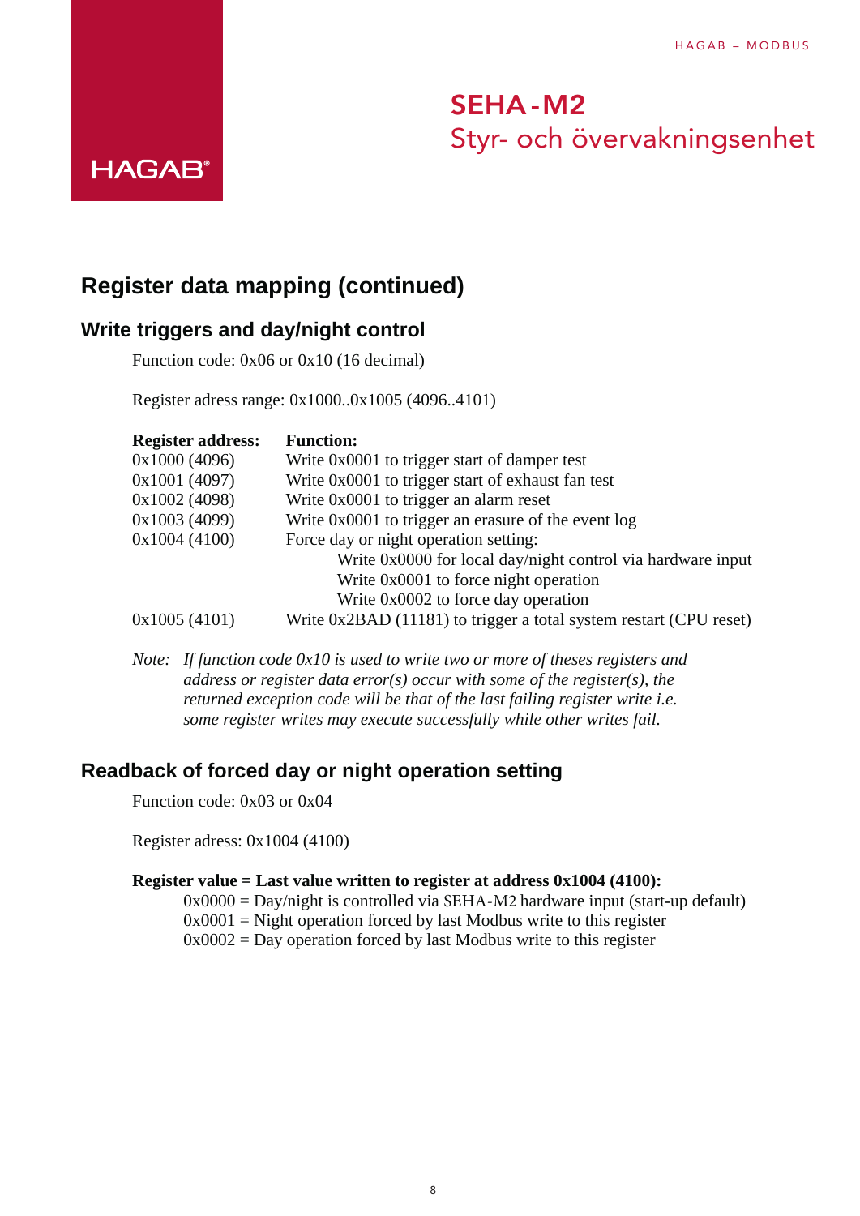# SEHA-M2
Styr- och övervakningsenhet

## Register data mapping (continued)

### Write triggers and day/night control

Function code: 0x06 or 0x10 (16 decimal)

Register adress range: 0x1000..0x1005 (4096..4101)

| Register address: | Function: |
|---|---|
| 0x1000 (4096) | Write 0x0001 to trigger start of damper test |
| 0x1001 (4097) | Write 0x0001 to trigger start of exhaust fan test |
| 0x1002 (4098) | Write 0x0001 to trigger an alarm reset |
| 0x1003 (4099) | Write 0x0001 to trigger an erasure of the event log |
| 0x1004 (4100) | Force day or night operation setting:<br>Write 0x0000 for local day/night control via hardware input<br>Write 0x0001 to force night operation<br>Write 0x0002 to force day operation |
| 0x1005 (4101) | Write 0x2BAD (11181) to trigger a total system restart (CPU reset) |

*Note: If function code 0x10 is used to write two or more of theses registers and address or register data error(s) occur with some of the register(s), the returned exception code will be that of the last failing register write i.e. some register writes may execute successfully while other writes fail.*

### Readback of forced day or night operation setting

Function code: 0x03 or 0x04

Register adress: 0x1004 (4100)

**Register value = Last value written to register at address 0x1004 (4100):**

0x0000 = Day/night is controlled via SEHA-M2 hardware input (start-up default)
0x0001 = Night operation forced by last Modbus write to this register
0x0002 = Day operation forced by last Modbus write to this register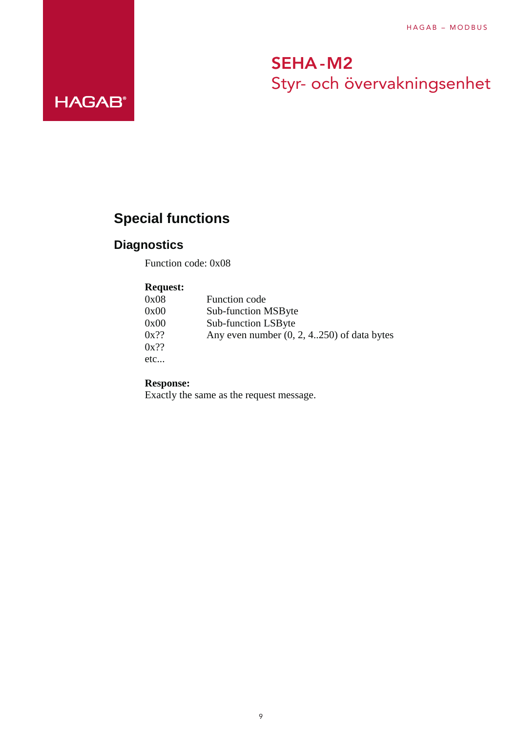## Special functions

### Diagnostics

Function code: 0x08

**Request:**

| | |
|---|---|
| 0x08 | Function code |
| 0x00 | Sub-function MSByte |
| 0x00 | Sub-function LSByte |
| 0x?? | Any even number (0, 2, 4..250) of data bytes |
| 0x?? | |
| etc... | |

**Response:**
Exactly the same as the request message.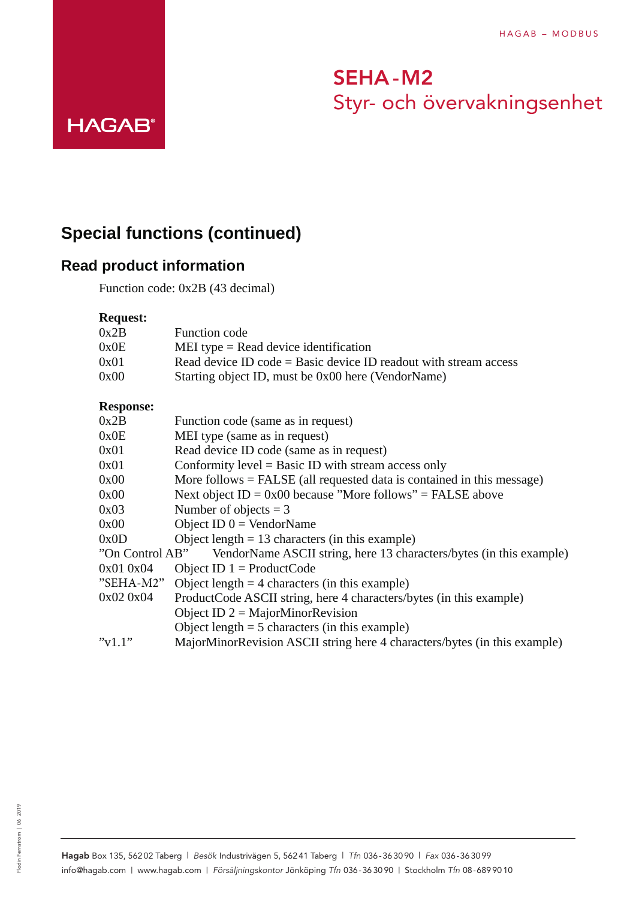## Special functions (continued)

### Read product information

Function code: 0x2B (43 decimal)

**Request:**

| | |
|---|---|
| 0x2B | Function code |
| 0x0E | MEI type = Read device identification |
| 0x01 | Read device ID code = Basic device ID readout with stream access |
| 0x00 | Starting object ID, must be 0x00 here (VendorName) |

**Response:**

| | |
|---|---|
| 0x2B | Function code (same as in request) |
| 0x0E | MEI type (same as in request) |
| 0x01 | Read device ID code (same as in request) |
| 0x01 | Conformity level = Basic ID with stream access only |
| 0x00 | More follows = FALSE (all requested data is contained in this message) |
| 0x00 | Next object ID = 0x00 because ”More follows” = FALSE above |
| 0x03 | Number of objects = 3 |
| 0x00 | Object ID 0 = VendorName |
| 0x0D | Object length = 13 characters (in this example) |
| ”On Control AB” | VendorName ASCII string, here 13 characters/bytes (in this example) |
| 0x01 0x04 | Object ID 1 = ProductCode |
| ”SEHA-M2” | Object length = 4 characters (in this example) |
| 0x02 0x04 | ProductCode ASCII string, here 4 characters/bytes (in this example) |
| | Object ID 2 = MajorMinorRevision |
| | Object length = 5 characters (in this example) |
| ”v1.1” | MajorMinorRevision ASCII string here 4 characters/bytes (in this example) |